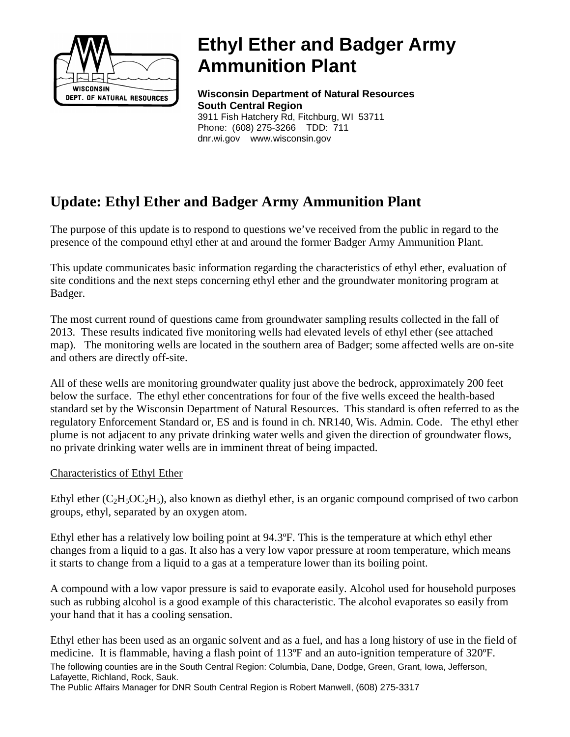# Ethyl Ether and Badger Army Ammunition Plant

**Wisconsin Department of Natural Resources**
**South Central Region**
3911 Fish Hatchery Rd, Fitchburg, WI 53711
Phone: (608) 275-3266 TDD: 711
dnr.wi.gov www.wisconsin.gov

## Update: Ethyl Ether and Badger Army Ammunition Plant

The purpose of this update is to respond to questions we've received from the public in regard to the presence of the compound ethyl ether at and around the former Badger Army Ammunition Plant.

This update communicates basic information regarding the characteristics of ethyl ether, evaluation of site conditions and the next steps concerning ethyl ether and the groundwater monitoring program at Badger.

The most current round of questions came from groundwater sampling results collected in the fall of 2013. These results indicated five monitoring wells had elevated levels of ethyl ether (see attached map). The monitoring wells are located in the southern area of Badger; some affected wells are on-site and others are directly off-site.

All of these wells are monitoring groundwater quality just above the bedrock, approximately 200 feet below the surface. The ethyl ether concentrations for four of the five wells exceed the health-based standard set by the Wisconsin Department of Natural Resources. This standard is often referred to as the regulatory Enforcement Standard or, ES and is found in ch. NR140, Wis. Admin. Code. The ethyl ether plume is not adjacent to any private drinking water wells and given the direction of groundwater flows, no private drinking water wells are in imminent threat of being impacted.

Characteristics of Ethyl Ether

Ethyl ether ($C_2H_5OC_2H_5$), also known as diethyl ether, is an organic compound comprised of two carbon groups, ethyl, separated by an oxygen atom.

Ethyl ether has a relatively low boiling point at 94.3ºF. This is the temperature at which ethyl ether changes from a liquid to a gas. It also has a very low vapor pressure at room temperature, which means it starts to change from a liquid to a gas at a temperature lower than its boiling point.

A compound with a low vapor pressure is said to evaporate easily. Alcohol used for household purposes such as rubbing alcohol is a good example of this characteristic. The alcohol evaporates so easily from your hand that it has a cooling sensation.

Ethyl ether has been used as an organic solvent and as a fuel, and has a long history of use in the field of medicine. It is flammable, having a flash point of 113ºF and an auto-ignition temperature of 320ºF.

The following counties are in the South Central Region: Columbia, Dane, Dodge, Green, Grant, Iowa, Jefferson, Lafayette, Richland, Rock, Sauk.
The Public Affairs Manager for DNR South Central Region is Robert Manwell, (608) 275-3317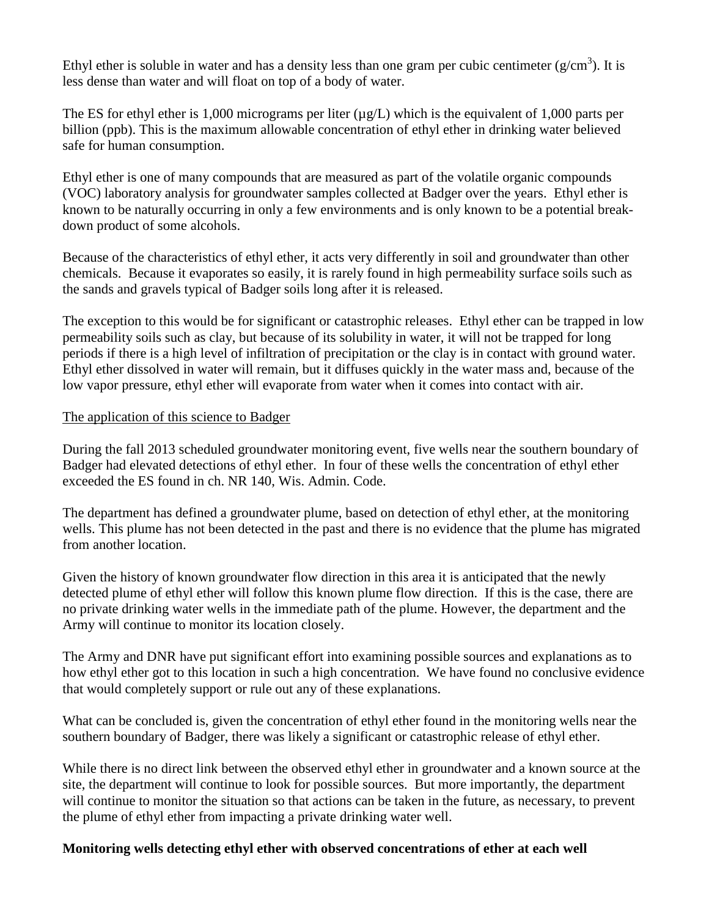Ethyl ether is soluble in water and has a density less than one gram per cubic centimeter ($g/cm^3$). It is less dense than water and will float on top of a body of water.

The ES for ethyl ether is 1,000 micrograms per liter (µg/L) which is the equivalent of 1,000 parts per billion (ppb). This is the maximum allowable concentration of ethyl ether in drinking water believed safe for human consumption.

Ethyl ether is one of many compounds that are measured as part of the volatile organic compounds (VOC) laboratory analysis for groundwater samples collected at Badger over the years. Ethyl ether is known to be naturally occurring in only a few environments and is only known to be a potential break-down product of some alcohols.

Because of the characteristics of ethyl ether, it acts very differently in soil and groundwater than other chemicals. Because it evaporates so easily, it is rarely found in high permeability surface soils such as the sands and gravels typical of Badger soils long after it is released.

The exception to this would be for significant or catastrophic releases. Ethyl ether can be trapped in low permeability soils such as clay, but because of its solubility in water, it will not be trapped for long periods if there is a high level of infiltration of precipitation or the clay is in contact with ground water. Ethyl ether dissolved in water will remain, but it diffuses quickly in the water mass and, because of the low vapor pressure, ethyl ether will evaporate from water when it comes into contact with air.

## The application of this science to Badger

During the fall 2013 scheduled groundwater monitoring event, five wells near the southern boundary of Badger had elevated detections of ethyl ether. In four of these wells the concentration of ethyl ether exceeded the ES found in ch. NR 140, Wis. Admin. Code.

The department has defined a groundwater plume, based on detection of ethyl ether, at the monitoring wells. This plume has not been detected in the past and there is no evidence that the plume has migrated from another location.

Given the history of known groundwater flow direction in this area it is anticipated that the newly detected plume of ethyl ether will follow this known plume flow direction. If this is the case, there are no private drinking water wells in the immediate path of the plume. However, the department and the Army will continue to monitor its location closely.

The Army and DNR have put significant effort into examining possible sources and explanations as to how ethyl ether got to this location in such a high concentration. We have found no conclusive evidence that would completely support or rule out any of these explanations.

What can be concluded is, given the concentration of ethyl ether found in the monitoring wells near the southern boundary of Badger, there was likely a significant or catastrophic release of ethyl ether.

While there is no direct link between the observed ethyl ether in groundwater and a known source at the site, the department will continue to look for possible sources. But more importantly, the department will continue to monitor the situation so that actions can be taken in the future, as necessary, to prevent the plume of ethyl ether from impacting a private drinking water well.

**Monitoring wells detecting ethyl ether with observed concentrations of ether at each well**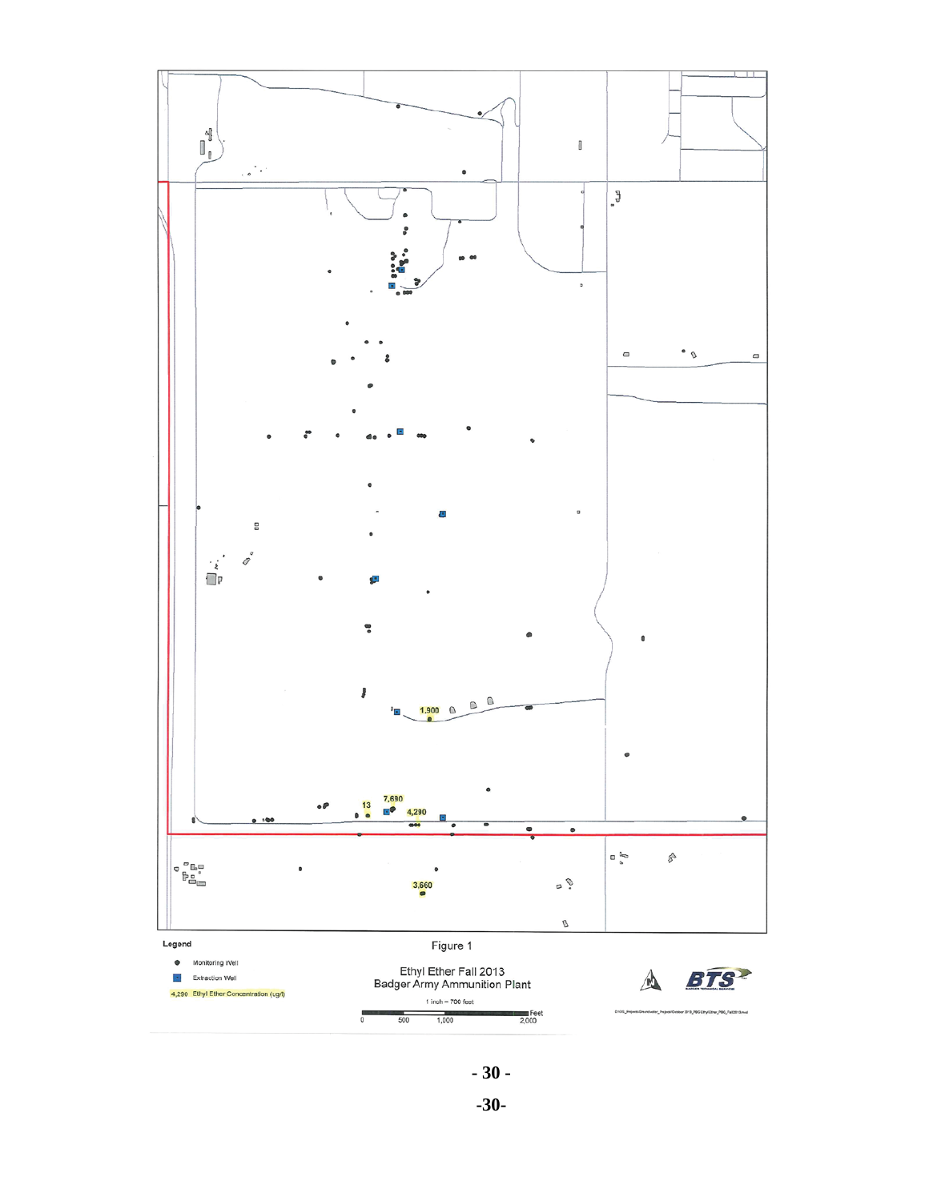1,900

13

7,690

4,290

3,660

Legend

Monitoring Well

Extraction Well

4,290 Ethyl Ether Concentration (ug/l)

Figure 1

Ethyl Ether Fall 2013
Badger Army Ammunition Plant

1 inch = 700 feet

0 500 1,000 2,000 Feet

BTS